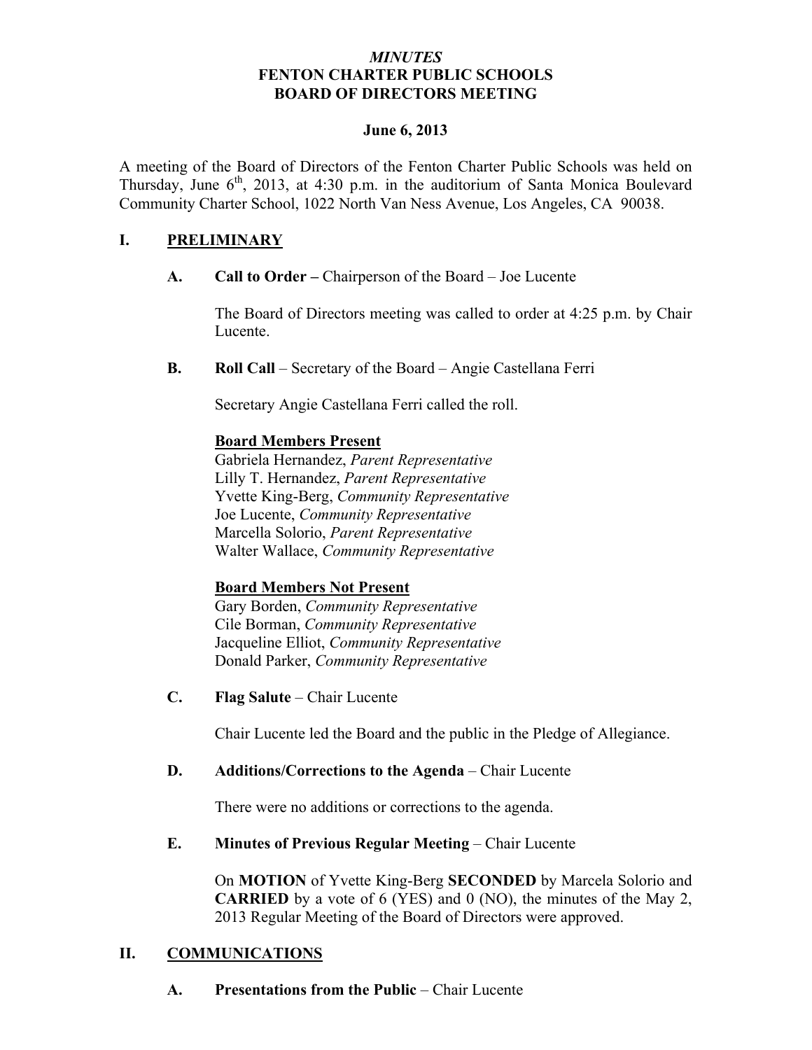*MINUTES*
**FENTON CHARTER PUBLIC SCHOOLS**
**BOARD OF DIRECTORS MEETING**

**June 6, 2013**

A meeting of the Board of Directors of the Fenton Charter Public Schools was held on Thursday, June 6th, 2013, at 4:30 p.m. in the auditorium of Santa Monica Boulevard Community Charter School, 1022 North Van Ness Avenue, Los Angeles, CA 90038.

## I. PRELIMINARY

**A. Call to Order –** Chairperson of the Board – Joe Lucente

The Board of Directors meeting was called to order at 4:25 p.m. by Chair Lucente.

**B. Roll Call** – Secretary of the Board – Angie Castellana Ferri

Secretary Angie Castellana Ferri called the roll.

**Board Members Present**
Gabriela Hernandez, *Parent Representative*
Lilly T. Hernandez, *Parent Representative*
Yvette King-Berg, *Community Representative*
Joe Lucente, *Community Representative*
Marcella Solorio, *Parent Representative*
Walter Wallace, *Community Representative*

**Board Members Not Present**
Gary Borden, *Community Representative*
Cile Borman, *Community Representative*
Jacqueline Elliot, *Community Representative*
Donald Parker, *Community Representative*

**C. Flag Salute** – Chair Lucente

Chair Lucente led the Board and the public in the Pledge of Allegiance.

**D. Additions/Corrections to the Agenda** – Chair Lucente

There were no additions or corrections to the agenda.

**E. Minutes of Previous Regular Meeting** – Chair Lucente

On **MOTION** of Yvette King-Berg **SECONDED** by Marcela Solorio and **CARRIED** by a vote of 6 (YES) and 0 (NO), the minutes of the May 2, 2013 Regular Meeting of the Board of Directors were approved.

## II. COMMUNICATIONS

**A. Presentations from the Public** – Chair Lucente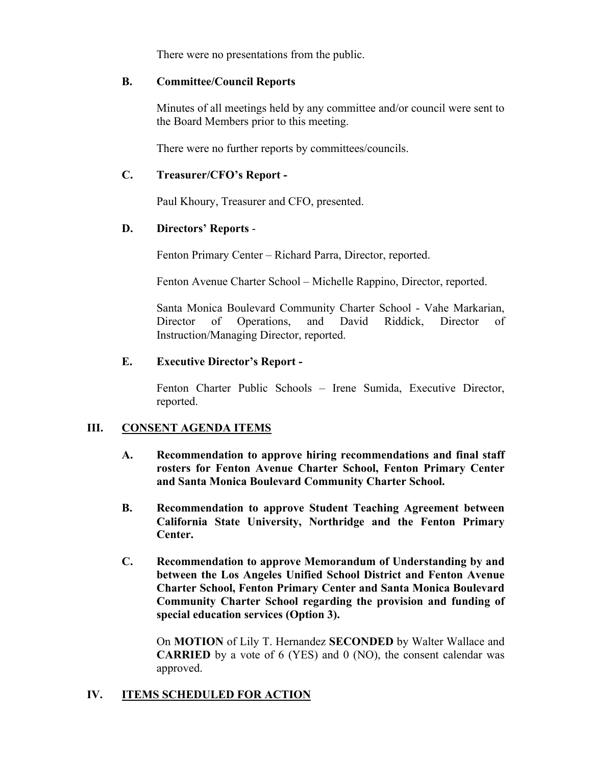There were no presentations from the public.

**B. Committee/Council Reports**

Minutes of all meetings held by any committee and/or council were sent to the Board Members prior to this meeting.

There were no further reports by committees/councils.

**C. Treasurer/CFO's Report -**

Paul Khoury, Treasurer and CFO, presented.

**D. Directors' Reports** -

Fenton Primary Center – Richard Parra, Director, reported.

Fenton Avenue Charter School – Michelle Rappino, Director, reported.

Santa Monica Boulevard Community Charter School - Vahe Markarian, Director of Operations, and David Riddick, Director of Instruction/Managing Director, reported.

**E. Executive Director's Report -**

Fenton Charter Public Schools – Irene Sumida, Executive Director, reported.

## III. CONSENT AGENDA ITEMS

**A. Recommendation to approve hiring recommendations and final staff rosters for Fenton Avenue Charter School, Fenton Primary Center and Santa Monica Boulevard Community Charter School.**

**B. Recommendation to approve Student Teaching Agreement between California State University, Northridge and the Fenton Primary Center.**

**C. Recommendation to approve Memorandum of Understanding by and between the Los Angeles Unified School District and Fenton Avenue Charter School, Fenton Primary Center and Santa Monica Boulevard Community Charter School regarding the provision and funding of special education services (Option 3).**

On **MOTION** of Lily T. Hernandez **SECONDED** by Walter Wallace and **CARRIED** by a vote of 6 (YES) and 0 (NO), the consent calendar was approved.

## IV. ITEMS SCHEDULED FOR ACTION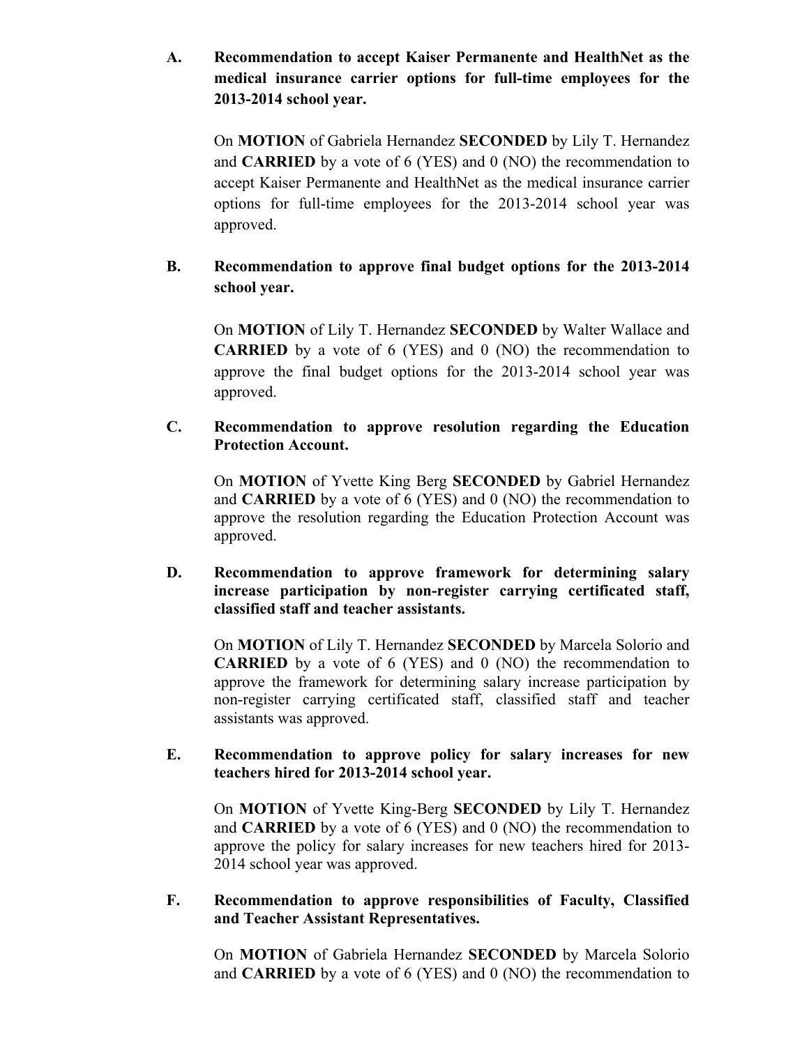**A. Recommendation to accept Kaiser Permanente and HealthNet as the medical insurance carrier options for full-time employees for the 2013-2014 school year.**

On **MOTION** of Gabriela Hernandez **SECONDED** by Lily T. Hernandez and **CARRIED** by a vote of 6 (YES) and 0 (NO) the recommendation to accept Kaiser Permanente and HealthNet as the medical insurance carrier options for full-time employees for the 2013-2014 school year was approved.

**B. Recommendation to approve final budget options for the 2013-2014 school year.**

On **MOTION** of Lily T. Hernandez **SECONDED** by Walter Wallace and **CARRIED** by a vote of 6 (YES) and 0 (NO) the recommendation to approve the final budget options for the 2013-2014 school year was approved.

**C. Recommendation to approve resolution regarding the Education Protection Account.**

On **MOTION** of Yvette King Berg **SECONDED** by Gabriel Hernandez and **CARRIED** by a vote of 6 (YES) and 0 (NO) the recommendation to approve the resolution regarding the Education Protection Account was approved.

**D. Recommendation to approve framework for determining salary increase participation by non-register carrying certificated staff, classified staff and teacher assistants.**

On **MOTION** of Lily T. Hernandez **SECONDED** by Marcela Solorio and **CARRIED** by a vote of 6 (YES) and 0 (NO) the recommendation to approve the framework for determining salary increase participation by non-register carrying certificated staff, classified staff and teacher assistants was approved.

**E. Recommendation to approve policy for salary increases for new teachers hired for 2013-2014 school year.**

On **MOTION** of Yvette King-Berg **SECONDED** by Lily T. Hernandez and **CARRIED** by a vote of 6 (YES) and 0 (NO) the recommendation to approve the policy for salary increases for new teachers hired for 2013-2014 school year was approved.

**F. Recommendation to approve responsibilities of Faculty, Classified and Teacher Assistant Representatives.**

On **MOTION** of Gabriela Hernandez **SECONDED** by Marcela Solorio and **CARRIED** by a vote of 6 (YES) and 0 (NO) the recommendation to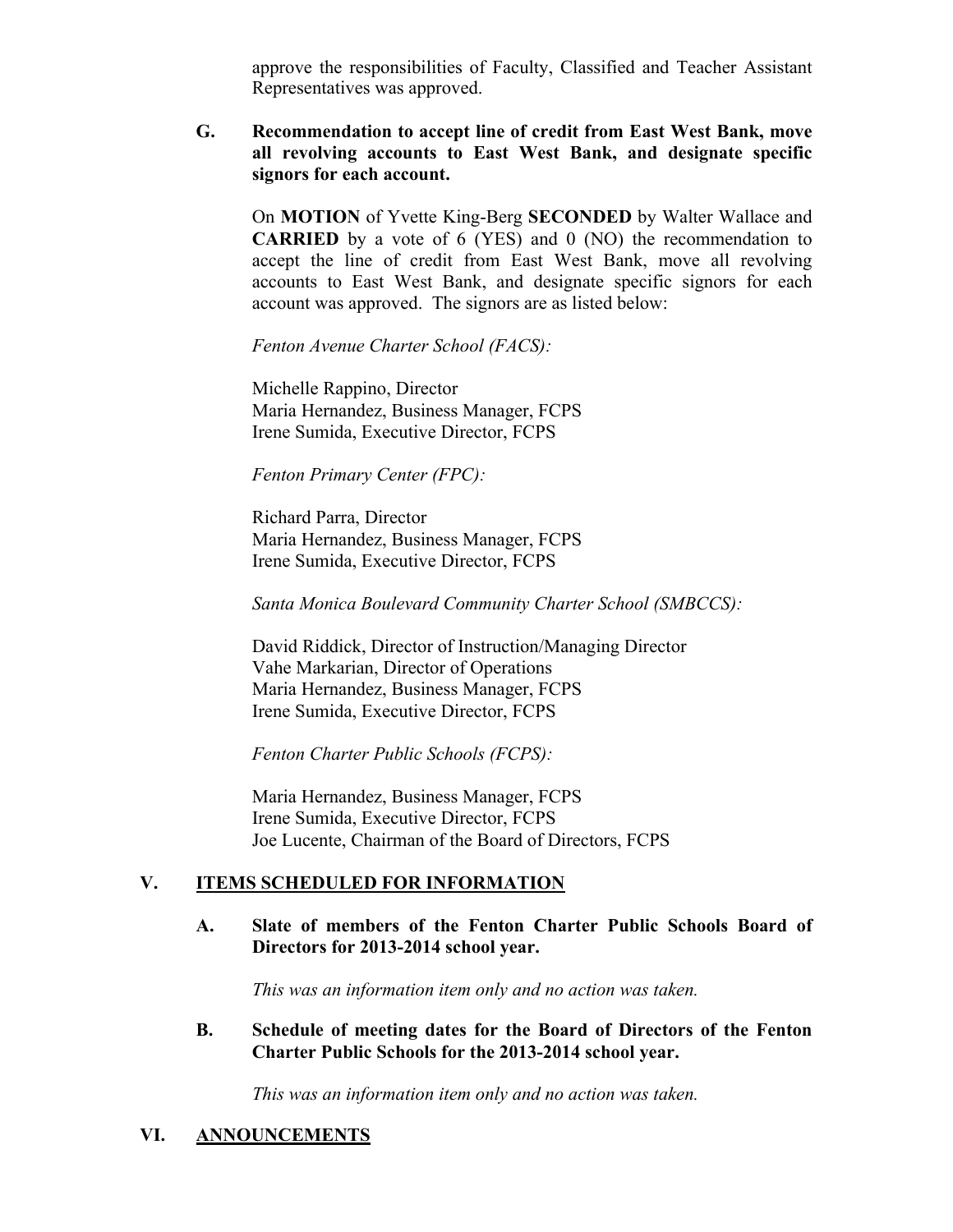approve the responsibilities of Faculty, Classified and Teacher Assistant Representatives was approved.

**G. Recommendation to accept line of credit from East West Bank, move all revolving accounts to East West Bank, and designate specific signors for each account.**

On **MOTION** of Yvette King-Berg **SECONDED** by Walter Wallace and **CARRIED** by a vote of 6 (YES) and 0 (NO) the recommendation to accept the line of credit from East West Bank, move all revolving accounts to East West Bank, and designate specific signors for each account was approved. The signors are as listed below:

*Fenton Avenue Charter School (FACS):*

Michelle Rappino, Director
Maria Hernandez, Business Manager, FCPS
Irene Sumida, Executive Director, FCPS

*Fenton Primary Center (FPC):*

Richard Parra, Director
Maria Hernandez, Business Manager, FCPS
Irene Sumida, Executive Director, FCPS

*Santa Monica Boulevard Community Charter School (SMBCCS):*

David Riddick, Director of Instruction/Managing Director
Vahe Markarian, Director of Operations
Maria Hernandez, Business Manager, FCPS
Irene Sumida, Executive Director, FCPS

*Fenton Charter Public Schools (FCPS):*

Maria Hernandez, Business Manager, FCPS
Irene Sumida, Executive Director, FCPS
Joe Lucente, Chairman of the Board of Directors, FCPS

## V. ITEMS SCHEDULED FOR INFORMATION

**A. Slate of members of the Fenton Charter Public Schools Board of Directors for 2013-2014 school year.**

*This was an information item only and no action was taken.*

**B. Schedule of meeting dates for the Board of Directors of the Fenton Charter Public Schools for the 2013-2014 school year.**

*This was an information item only and no action was taken.*

## VI. ANNOUNCEMENTS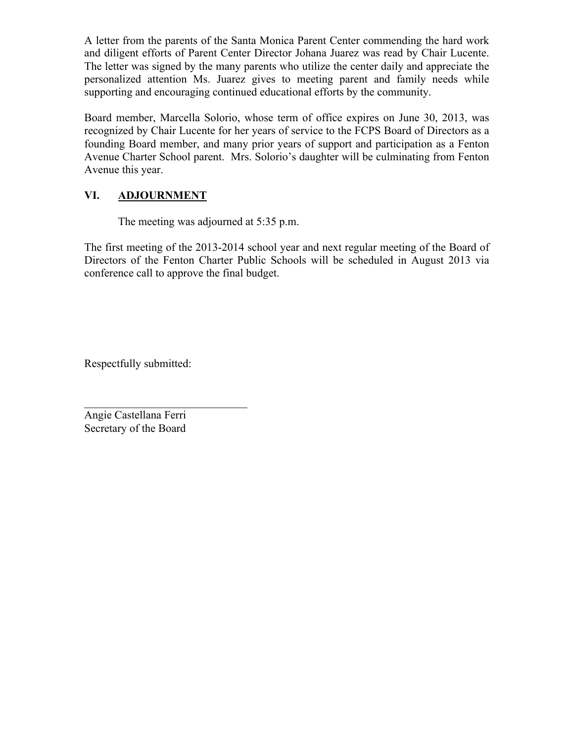A letter from the parents of the Santa Monica Parent Center commending the hard work and diligent efforts of Parent Center Director Johana Juarez was read by Chair Lucente. The letter was signed by the many parents who utilize the center daily and appreciate the personalized attention Ms. Juarez gives to meeting parent and family needs while supporting and encouraging continued educational efforts by the community.

Board member, Marcella Solorio, whose term of office expires on June 30, 2013, was recognized by Chair Lucente for her years of service to the FCPS Board of Directors as a founding Board member, and many prior years of support and participation as a Fenton Avenue Charter School parent. Mrs. Solorio's daughter will be culminating from Fenton Avenue this year.

## VI. ADJOURNMENT

The meeting was adjourned at 5:35 p.m.

The first meeting of the 2013-2014 school year and next regular meeting of the Board of Directors of the Fenton Charter Public Schools will be scheduled in August 2013 via conference call to approve the final budget.

Respectfully submitted:

\_\_\_\_\_\_\_\_\_\_\_\_\_\_\_\_\_\_\_\_\_\_\_\_\_\_\_\_\_\_\_\_

Angie Castellana Ferri
Secretary of the Board